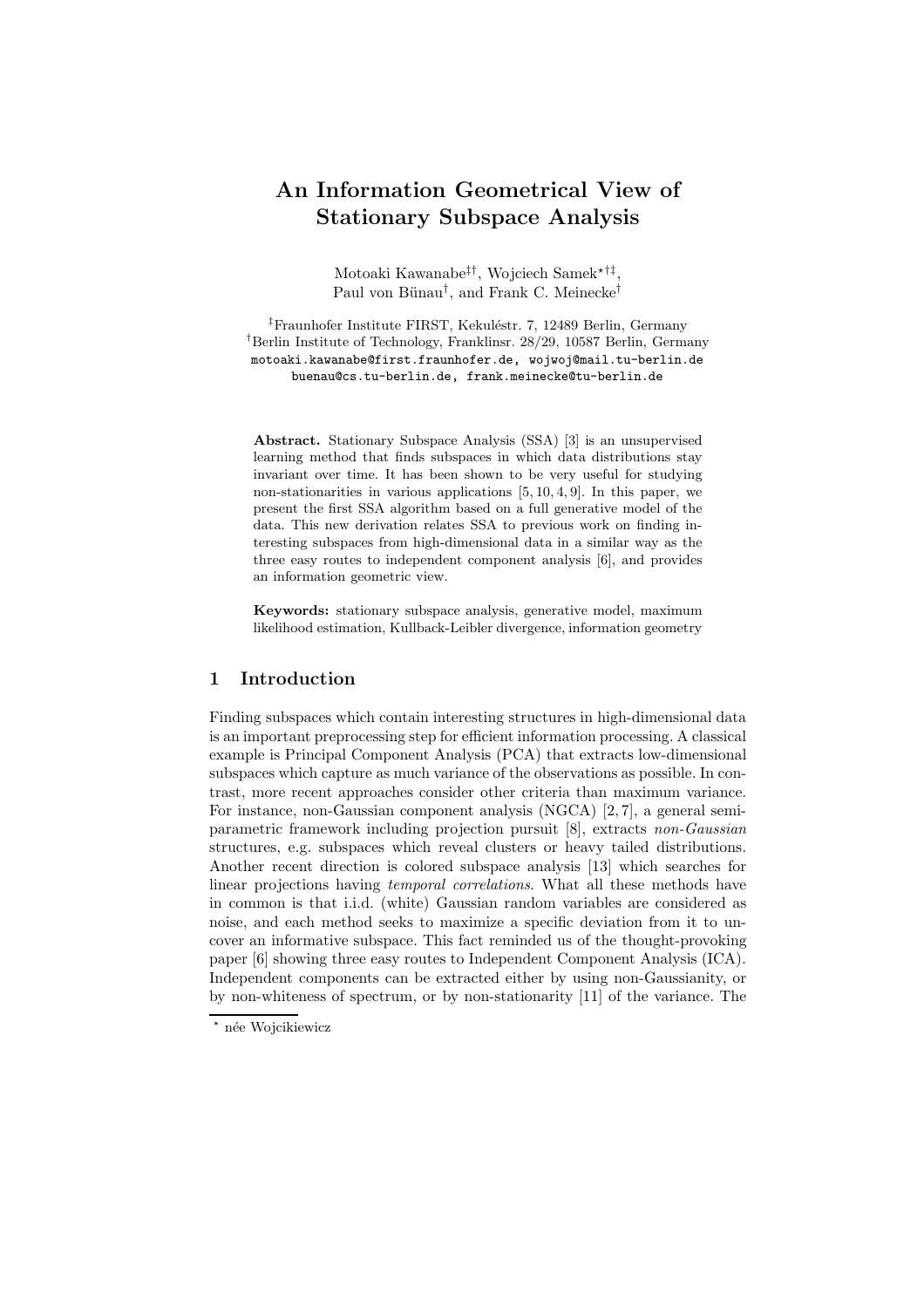# An Information Geometrical View of Stationary Subspace Analysis

Motoaki Kawanabe[‡†], Wojciech Samek[⋆†‡],
Paul von Bünau[†], and Frank C. Meinecke[†]

[‡]Fraunhofer Institute FIRST, Kekuléstr. 7, 12489 Berlin, Germany
[†]Berlin Institute of Technology, Franklinsr. 28/29, 10587 Berlin, Germany
motoaki.kawanabe@first.fraunhofer.de, wojwoj@mail.tu-berlin.de
buenau@cs.tu-berlin.de, frank.meinecke@tu-berlin.de

**Abstract.** Stationary Subspace Analysis (SSA) [3] is an unsupervised learning method that finds subspaces in which data distributions stay invariant over time. It has been shown to be very useful for studying non-stationarities in various applications [5, 10, 4, 9]. In this paper, we present the first SSA algorithm based on a full generative model of the data. This new derivation relates SSA to previous work on finding interesting subspaces from high-dimensional data in a similar way as the three easy routes to independent component analysis [6], and provides an information geometric view.

**Keywords:** stationary subspace analysis, generative model, maximum likelihood estimation, Kullback-Leibler divergence, information geometry

## 1 Introduction

Finding subspaces which contain interesting structures in high-dimensional data is an important preprocessing step for efficient information processing. A classical example is Principal Component Analysis (PCA) that extracts low-dimensional subspaces which capture as much variance of the observations as possible. In contrast, more recent approaches consider other criteria than maximum variance. For instance, non-Gaussian component analysis (NGCA) [2, 7], a general semi-parametric framework including projection pursuit [8], extracts *non-Gaussian* structures, e.g. subspaces which reveal clusters or heavy tailed distributions. Another recent direction is colored subspace analysis [13] which searches for linear projections having *temporal correlations*. What all these methods have in common is that i.i.d. (white) Gaussian random variables are considered as noise, and each method seeks to maximize a specific deviation from it to uncover an informative subspace. This fact reminded us of the thought-provoking paper [6] showing three easy routes to Independent Component Analysis (ICA). Independent components can be extracted either by using non-Gaussianity, or by non-whiteness of spectrum, or by non-stationarity [11] of the variance. The

⋆ née Wojcikiewicz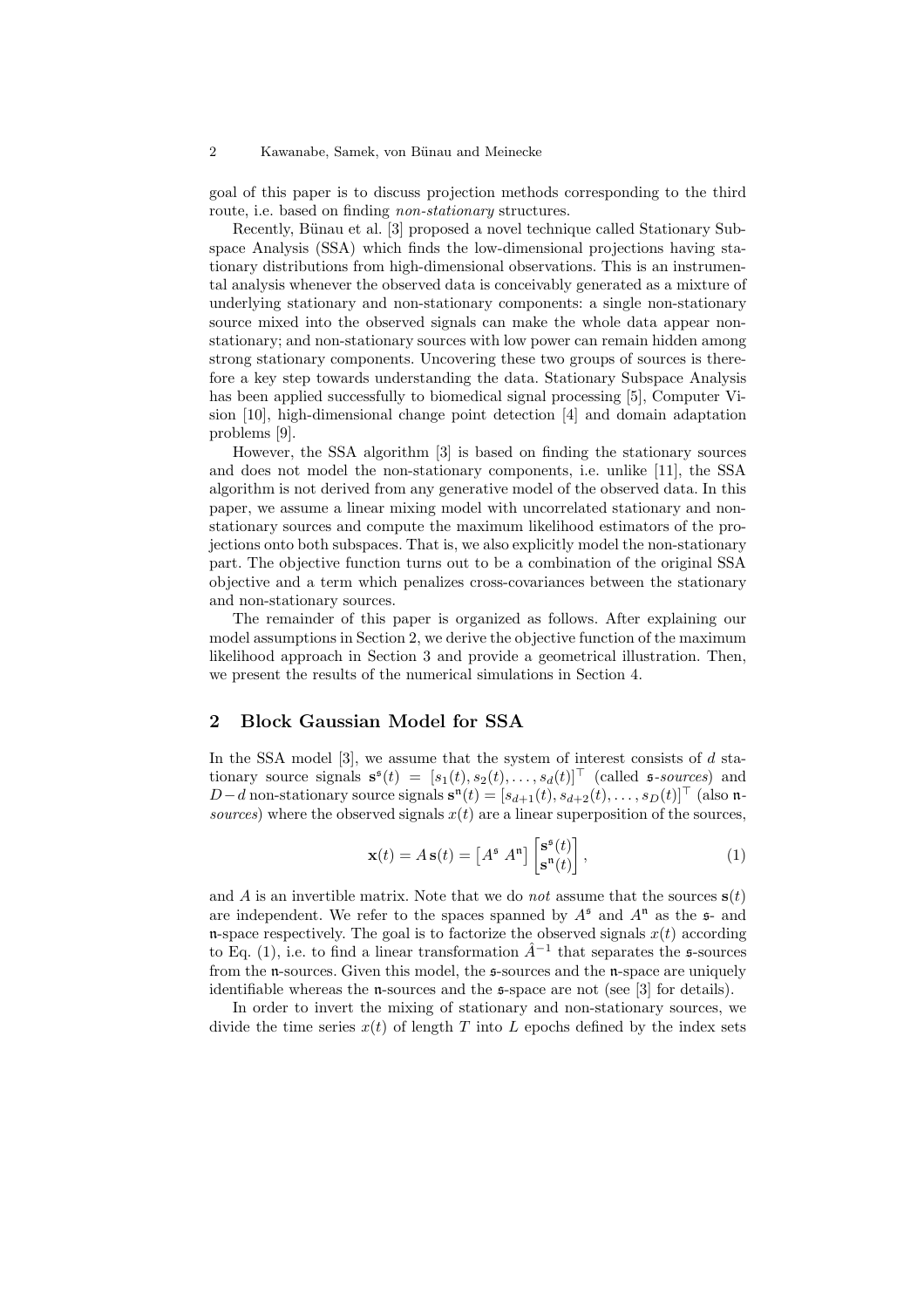goal of this paper is to discuss projection methods corresponding to the third route, i.e. based on finding *non-stationary* structures.

Recently, Bünau et al. [3] proposed a novel technique called Stationary Subspace Analysis (SSA) which finds the low-dimensional projections having stationary distributions from high-dimensional observations. This is an instrumental analysis whenever the observed data is conceivably generated as a mixture of underlying stationary and non-stationary components: a single non-stationary source mixed into the observed signals can make the whole data appear non-stationary; and non-stationary sources with low power can remain hidden among strong stationary components. Uncovering these two groups of sources is therefore a key step towards understanding the data. Stationary Subspace Analysis has been applied successfully to biomedical signal processing [5], Computer Vision [10], high-dimensional change point detection [4] and domain adaptation problems [9].

However, the SSA algorithm [3] is based on finding the stationary sources and does not model the non-stationary components, i.e. unlike [11], the SSA algorithm is not derived from any generative model of the observed data. In this paper, we assume a linear mixing model with uncorrelated stationary and non-stationary sources and compute the maximum likelihood estimators of the projections onto both subspaces. That is, we also explicitly model the non-stationary part. The objective function turns out to be a combination of the original SSA objective and a term which penalizes cross-covariances between the stationary and non-stationary sources.

The remainder of this paper is organized as follows. After explaining our model assumptions in Section 2, we derive the objective function of the maximum likelihood approach in Section 3 and provide a geometrical illustration. Then, we present the results of the numerical simulations in Section 4.

## 2 Block Gaussian Model for SSA

In the SSA model [3], we assume that the system of interest consists of $d$ stationary source signals $\mathbf{s}^{\mathfrak{s}}(t) = [s_1(t), s_2(t), \ldots, s_d(t)]^\top$ (called $\mathfrak{s}$-*sources*) and $D-d$ non-stationary source signals $\mathbf{s}^{\mathfrak{n}}(t) = [s_{d+1}(t), s_{d+2}(t), \ldots, s_D(t)]^\top$ (also $\mathfrak{n}$-*sources*) where the observed signals $x(t)$ are a linear superposition of the sources,

$$\mathbf{x}(t) = A\,\mathbf{s}(t) = \begin{bmatrix} A^{\mathfrak{s}} \; A^{\mathfrak{n}} \end{bmatrix} \begin{bmatrix} \mathbf{s}^{\mathfrak{s}}(t) \\ \mathbf{s}^{\mathfrak{n}}(t) \end{bmatrix}, \tag{1}$$

and $A$ is an invertible matrix. Note that we do *not* assume that the sources $\mathbf{s}(t)$ are independent. We refer to the spaces spanned by $A^{\mathfrak{s}}$ and $A^{\mathfrak{n}}$ as the $\mathfrak{s}$- and $\mathfrak{n}$-space respectively. The goal is to factorize the observed signals $x(t)$ according to Eq. (1), i.e. to find a linear transformation $\hat{A}^{-1}$ that separates the $\mathfrak{s}$-sources from the $\mathfrak{n}$-sources. Given this model, the $\mathfrak{s}$-sources and the $\mathfrak{n}$-space are uniquely identifiable whereas the $\mathfrak{n}$-sources and the $\mathfrak{s}$-space are not (see [3] for details).

In order to invert the mixing of stationary and non-stationary sources, we divide the time series $x(t)$ of length $T$ into $L$ epochs defined by the index sets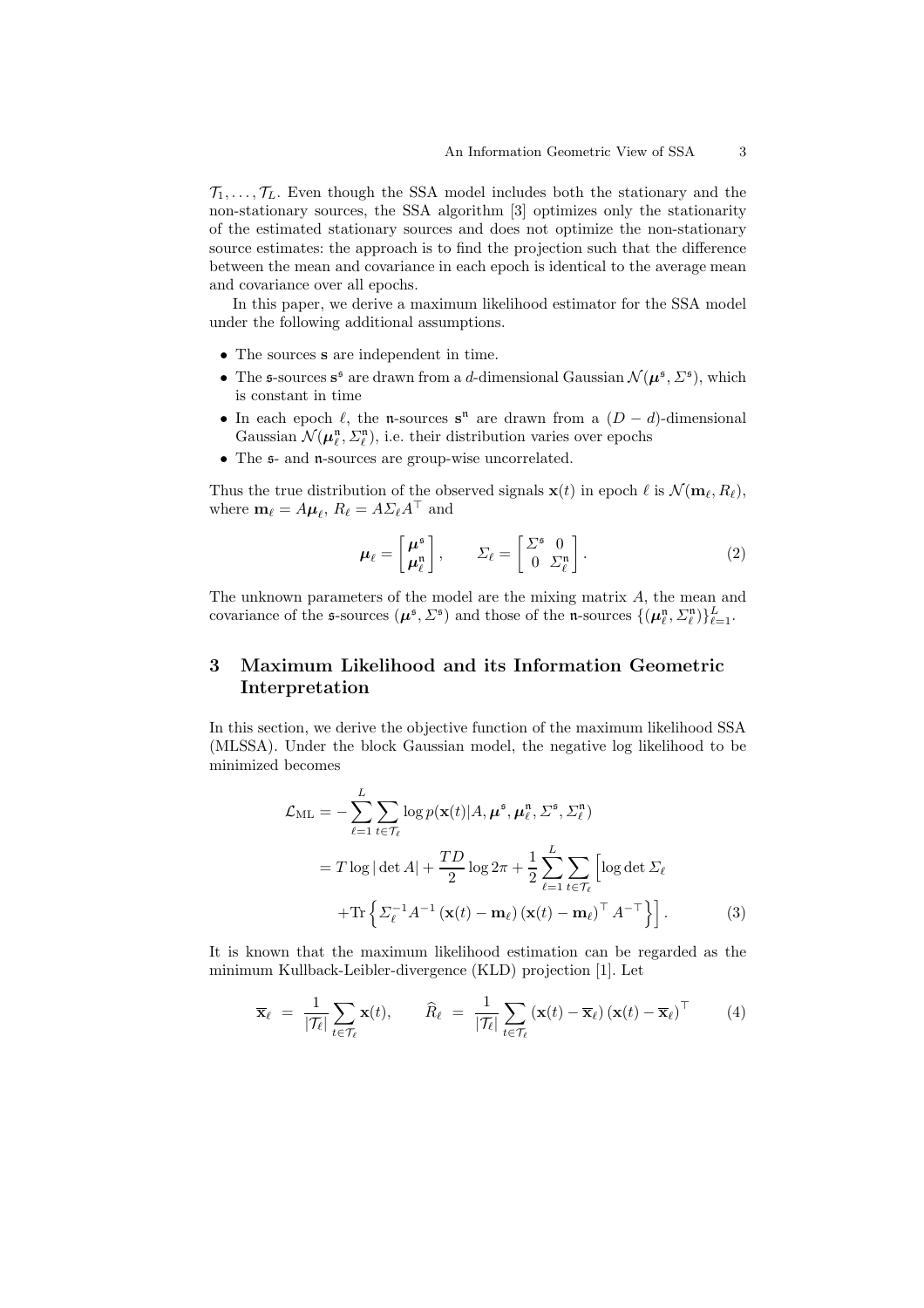$\mathcal{T}_1, \ldots, \mathcal{T}_L$. Even though the SSA model includes both the stationary and the non-stationary sources, the SSA algorithm [3] optimizes only the stationarity of the estimated stationary sources and does not optimize the non-stationary source estimates: the approach is to find the projection such that the difference between the mean and covariance in each epoch is identical to the average mean and covariance over all epochs.

In this paper, we derive a maximum likelihood estimator for the SSA model under the following additional assumptions.

- The sources $\mathbf{s}$ are independent in time.
- The $\mathfrak{s}$-sources $\mathbf{s}^{\mathfrak{s}}$ are drawn from a $d$-dimensional Gaussian $\mathcal{N}(\boldsymbol{\mu}^{\mathfrak{s}}, \Sigma^{\mathfrak{s}})$, which is constant in time
- In each epoch $\ell$, the $\mathfrak{n}$-sources $\mathbf{s}^{\mathfrak{n}}$ are drawn from a $(D-d)$-dimensional Gaussian $\mathcal{N}(\boldsymbol{\mu}^{\mathfrak{n}}_\ell, \Sigma^{\mathfrak{n}}_\ell)$, i.e. their distribution varies over epochs
- The $\mathfrak{s}$- and $\mathfrak{n}$-sources are group-wise uncorrelated.

Thus the true distribution of the observed signals $\mathbf{x}(t)$ in epoch $\ell$ is $\mathcal{N}(\mathbf{m}_\ell, R_\ell)$, where $\mathbf{m}_\ell = A\boldsymbol{\mu}_\ell$, $R_\ell = A\Sigma_\ell A^\top$ and

$$\boldsymbol{\mu}_\ell = \begin{bmatrix} \boldsymbol{\mu}^{\mathfrak{s}} \\ \boldsymbol{\mu}^{\mathfrak{n}}_\ell \end{bmatrix}, \qquad \Sigma_\ell = \begin{bmatrix} \Sigma^{\mathfrak{s}} & 0 \\ 0 & \Sigma^{\mathfrak{n}}_\ell \end{bmatrix}. \tag{2}$$

The unknown parameters of the model are the mixing matrix $A$, the mean and covariance of the $\mathfrak{s}$-sources $(\boldsymbol{\mu}^{\mathfrak{s}}, \Sigma^{\mathfrak{s}})$ and those of the $\mathfrak{n}$-sources $\{(\boldsymbol{\mu}^{\mathfrak{n}}_\ell, \Sigma^{\mathfrak{n}}_\ell)\}_{\ell=1}^L$.

## 3 Maximum Likelihood and its Information Geometric Interpretation

In this section, we derive the objective function of the maximum likelihood SSA (MLSSA). Under the block Gaussian model, the negative log likelihood to be minimized becomes

$$\begin{aligned}
\mathcal{L}_{\mathrm{ML}} &= -\sum_{\ell=1}^{L} \sum_{t \in \mathcal{T}_\ell} \log p(\mathbf{x}(t) | A, \boldsymbol{\mu}^{\mathfrak{s}}, \boldsymbol{\mu}^{\mathfrak{n}}_\ell, \Sigma^{\mathfrak{s}}, \Sigma^{\mathfrak{n}}_\ell) \\
&= T \log |\det A| + \frac{TD}{2} \log 2\pi + \frac{1}{2} \sum_{\ell=1}^{L} \sum_{t \in \mathcal{T}_\ell} \Big[ \log \det \Sigma_\ell \\
&\quad + \mathrm{Tr}\left\{ \Sigma_\ell^{-1} A^{-1} \left(\mathbf{x}(t) - \mathbf{m}_\ell\right) \left(\mathbf{x}(t) - \mathbf{m}_\ell\right)^\top A^{-\top} \right\} \Big].
\end{aligned} \tag{3}$$

It is known that the maximum likelihood estimation can be regarded as the minimum Kullback-Leibler-divergence (KLD) projection [1]. Let

$$\overline{\mathbf{x}}_\ell \;=\; \frac{1}{|\mathcal{T}_\ell|} \sum_{t \in \mathcal{T}_\ell} \mathbf{x}(t), \qquad \widehat{R}_\ell \;=\; \frac{1}{|\mathcal{T}_\ell|} \sum_{t \in \mathcal{T}_\ell} \left(\mathbf{x}(t) - \overline{\mathbf{x}}_\ell\right) \left(\mathbf{x}(t) - \overline{\mathbf{x}}_\ell\right)^\top \tag{4}$$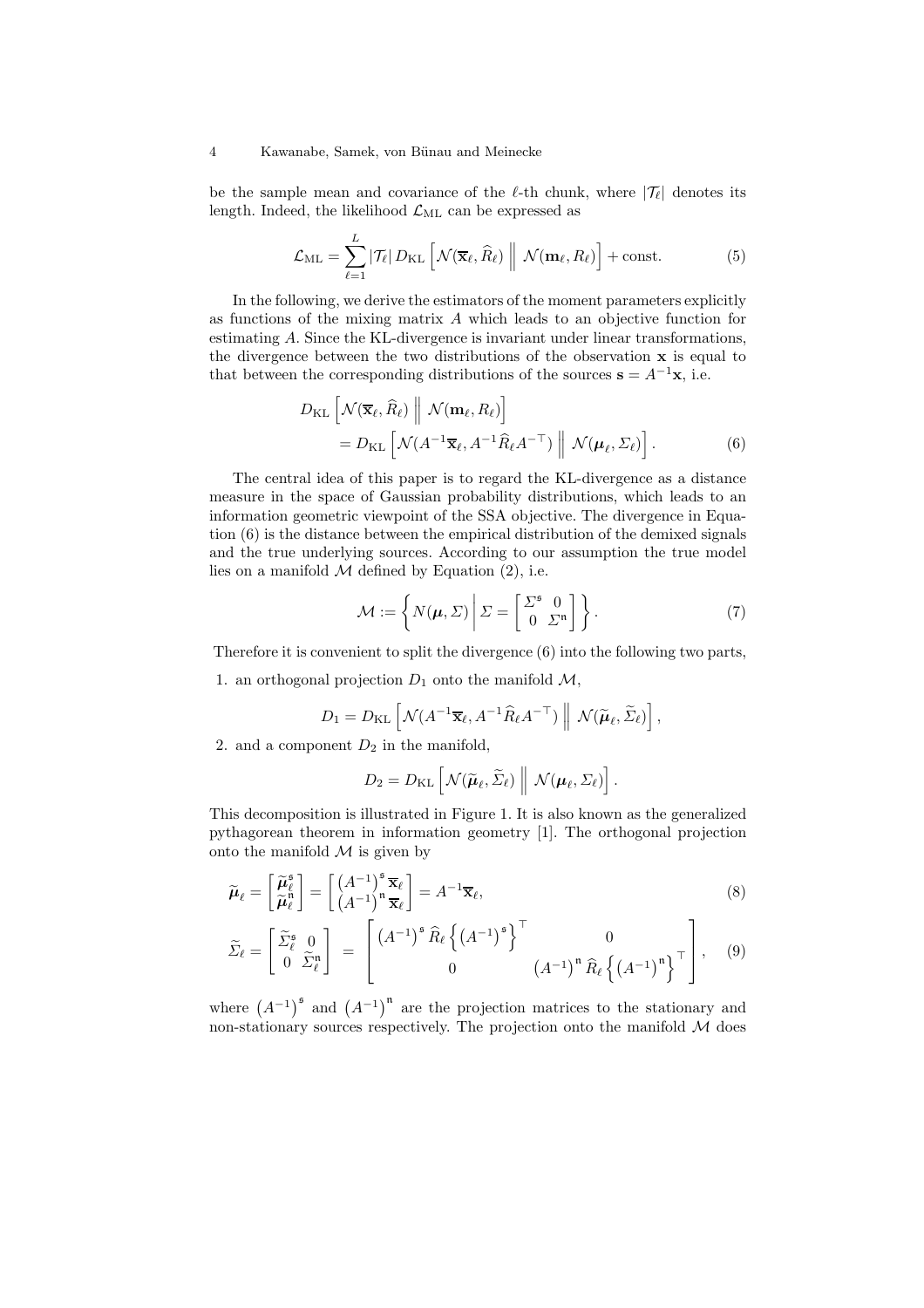be the sample mean and covariance of the $\ell$-th chunk, where $|\mathcal{T}_\ell|$ denotes its length. Indeed, the likelihood $\mathcal{L}_{\text{ML}}$ can be expressed as

$$\mathcal{L}_{\text{ML}} = \sum_{\ell=1}^{L} |\mathcal{T}_\ell| \, D_{\text{KL}} \left[ \mathcal{N}(\overline{\mathbf{x}}_\ell, \widehat{R}_\ell) \;\Big\|\; \mathcal{N}(\mathbf{m}_\ell, R_\ell) \right] + \text{const.} \tag{5}$$

In the following, we derive the estimators of the moment parameters explicitly as functions of the mixing matrix $A$ which leads to an objective function for estimating $A$. Since the KL-divergence is invariant under linear transformations, the divergence between the two distributions of the observation $\mathbf{x}$ is equal to that between the corresponding distributions of the sources $\mathbf{s} = A^{-1}\mathbf{x}$, i.e.

$$\begin{aligned} D_{\text{KL}} &\left[ \mathcal{N}(\overline{\mathbf{x}}_\ell, \widehat{R}_\ell) \;\Big\|\; \mathcal{N}(\mathbf{m}_\ell, R_\ell) \right] \\ &= D_{\text{KL}} \left[ \mathcal{N}(A^{-1}\overline{\mathbf{x}}_\ell, A^{-1}\widehat{R}_\ell A^{-\top}) \;\Big\|\; \mathcal{N}(\boldsymbol{\mu}_\ell, \Sigma_\ell) \right]. \end{aligned} \tag{6}$$

The central idea of this paper is to regard the KL-divergence as a distance measure in the space of Gaussian probability distributions, which leads to an information geometric viewpoint of the SSA objective. The divergence in Equation (6) is the distance between the empirical distribution of the demixed signals and the true underlying sources. According to our assumption the true model lies on a manifold $\mathcal{M}$ defined by Equation (2), i.e.

$$\mathcal{M} := \left\{ N(\boldsymbol{\mu}, \Sigma) \;\middle|\; \Sigma = \begin{bmatrix} \Sigma^{\mathfrak{s}} & 0 \\ 0 & \Sigma^{\mathfrak{n}} \end{bmatrix} \right\}. \tag{7}$$

Therefore it is convenient to split the divergence (6) into the following two parts,

1. an orthogonal projection $D_1$ onto the manifold $\mathcal{M}$,

$$D_1 = D_{\text{KL}} \left[ \mathcal{N}(A^{-1}\overline{\mathbf{x}}_\ell, A^{-1}\widehat{R}_\ell A^{-\top}) \;\Big\|\; \mathcal{N}(\widetilde{\boldsymbol{\mu}}_\ell, \widetilde{\Sigma}_\ell) \right],$$

2. and a component $D_2$ in the manifold,

$$D_2 = D_{\text{KL}} \left[ \mathcal{N}(\widetilde{\boldsymbol{\mu}}_\ell, \widetilde{\Sigma}_\ell) \;\Big\|\; \mathcal{N}(\boldsymbol{\mu}_\ell, \Sigma_\ell) \right].$$

This decomposition is illustrated in Figure 1. It is also known as the generalized pythagorean theorem in information geometry [1]. The orthogonal projection onto the manifold $\mathcal{M}$ is given by

$$\widetilde{\boldsymbol{\mu}}_\ell = \begin{bmatrix} \widetilde{\boldsymbol{\mu}}_\ell^{\mathfrak{s}} \\ \widetilde{\boldsymbol{\mu}}_\ell^{\mathfrak{n}} \end{bmatrix} = \begin{bmatrix} \left(A^{-1}\right)^{\mathfrak{s}} \overline{\mathbf{x}}_\ell \\ \left(A^{-1}\right)^{\mathfrak{n}} \overline{\mathbf{x}}_\ell \end{bmatrix} = A^{-1}\overline{\mathbf{x}}_\ell, \tag{8}$$

$$\widetilde{\Sigma}_\ell = \begin{bmatrix} \widetilde{\Sigma}_\ell^{\mathfrak{s}} & 0 \\ 0 & \widetilde{\Sigma}_\ell^{\mathfrak{n}} \end{bmatrix} = \begin{bmatrix} \left(A^{-1}\right)^{\mathfrak{s}} \widehat{R}_\ell \left\{ \left(A^{-1}\right)^{\mathfrak{s}} \right\}^\top & 0 \\ 0 & \left(A^{-1}\right)^{\mathfrak{n}} \widehat{R}_\ell \left\{ \left(A^{-1}\right)^{\mathfrak{n}} \right\}^\top \end{bmatrix}, \tag{9}$$

where $\left(A^{-1}\right)^{\mathfrak{s}}$ and $\left(A^{-1}\right)^{\mathfrak{n}}$ are the projection matrices to the stationary and non-stationary sources respectively. The projection onto the manifold $\mathcal{M}$ does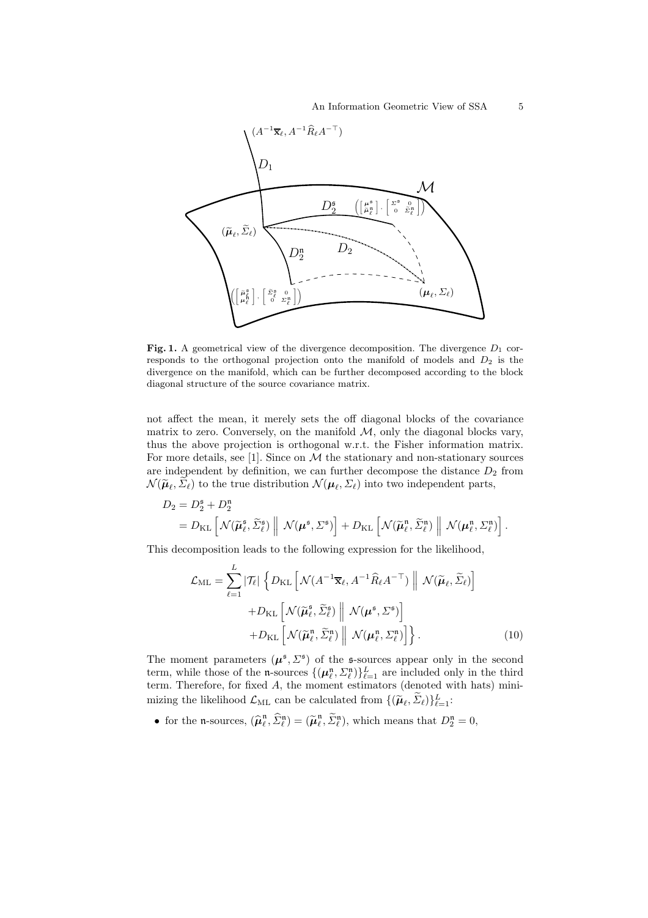**Fig. 1.** A geometrical view of the divergence decomposition. The divergence $D_1$ corresponds to the orthogonal projection onto the manifold of models and $D_2$ is the divergence on the manifold, which can be further decomposed according to the block diagonal structure of the source covariance matrix.

not affect the mean, it merely sets the off diagonal blocks of the covariance matrix to zero. Conversely, on the manifold $\mathcal{M}$, only the diagonal blocks vary, thus the above projection is orthogonal w.r.t. the Fisher information matrix. For more details, see [1]. Since on $\mathcal{M}$ the stationary and non-stationary sources are independent by definition, we can further decompose the distance $D_2$ from $\mathcal{N}(\widetilde{\boldsymbol{\mu}}_\ell, \widetilde{\Sigma}_\ell)$ to the true distribution $\mathcal{N}(\boldsymbol{\mu}_\ell, \Sigma_\ell)$ into two independent parts,

$$
\begin{aligned}
D_2 &= D_2^{\mathfrak{s}} + D_2^{\mathfrak{n}} \\
&= D_{\mathrm{KL}}\left[\mathcal{N}(\widetilde{\boldsymbol{\mu}}_\ell^{\mathfrak{s}}, \widetilde{\Sigma}_\ell^{\mathfrak{s}}) \;\middle\|\; \mathcal{N}(\boldsymbol{\mu}^{\mathfrak{s}}, \Sigma^{\mathfrak{s}})\right] + D_{\mathrm{KL}}\left[\mathcal{N}(\widetilde{\boldsymbol{\mu}}_\ell^{\mathfrak{n}}, \widetilde{\Sigma}_\ell^{\mathfrak{n}}) \;\middle\|\; \mathcal{N}(\boldsymbol{\mu}_\ell^{\mathfrak{n}}, \Sigma_\ell^{\mathfrak{n}})\right].
\end{aligned}
$$

This decomposition leads to the following expression for the likelihood,

$$
\begin{aligned}
\mathcal{L}_{\mathrm{ML}} = \sum_{\ell=1}^{L} |\mathcal{T}_\ell| \Big\{ & D_{\mathrm{KL}}\left[\mathcal{N}(A^{-1}\overline{\mathbf{x}}_\ell, A^{-1}\widehat{R}_\ell A^{-\top}) \;\middle\|\; \mathcal{N}(\widetilde{\boldsymbol{\mu}}_\ell, \widetilde{\Sigma}_\ell)\right] \\
& + D_{\mathrm{KL}}\left[\mathcal{N}(\widetilde{\boldsymbol{\mu}}_\ell^{\mathfrak{s}}, \widetilde{\Sigma}_\ell^{\mathfrak{s}}) \;\middle\|\; \mathcal{N}(\boldsymbol{\mu}^{\mathfrak{s}}, \Sigma^{\mathfrak{s}})\right] \\
& + D_{\mathrm{KL}}\left[\mathcal{N}(\widetilde{\boldsymbol{\mu}}_\ell^{\mathfrak{n}}, \widetilde{\Sigma}_\ell^{\mathfrak{n}}) \;\middle\|\; \mathcal{N}(\boldsymbol{\mu}_\ell^{\mathfrak{n}}, \Sigma_\ell^{\mathfrak{n}})\right] \Big\}. \qquad (10)
\end{aligned}
$$

The moment parameters $(\boldsymbol{\mu}^{\mathfrak{s}}, \Sigma^{\mathfrak{s}})$ of the $\mathfrak{s}$-sources appear only in the second term, while those of the $\mathfrak{n}$-sources $\{(\boldsymbol{\mu}_\ell^{\mathfrak{n}}, \Sigma_\ell^{\mathfrak{n}})\}_{\ell=1}^{L}$ are included only in the third term. Therefore, for fixed $A$, the moment estimators (denoted with hats) minimizing the likelihood $\mathcal{L}_{\mathrm{ML}}$ can be calculated from $\{(\widetilde{\boldsymbol{\mu}}_\ell, \widetilde{\Sigma}_\ell)\}_{\ell=1}^{L}$:

- for the $\mathfrak{n}$-sources, $(\widehat{\boldsymbol{\mu}}_\ell^{\mathfrak{n}}, \widehat{\Sigma}_\ell^{\mathfrak{n}}) = (\widetilde{\boldsymbol{\mu}}_\ell^{\mathfrak{n}}, \widetilde{\Sigma}_\ell^{\mathfrak{n}})$, which means that $D_2^{\mathfrak{n}} = 0$,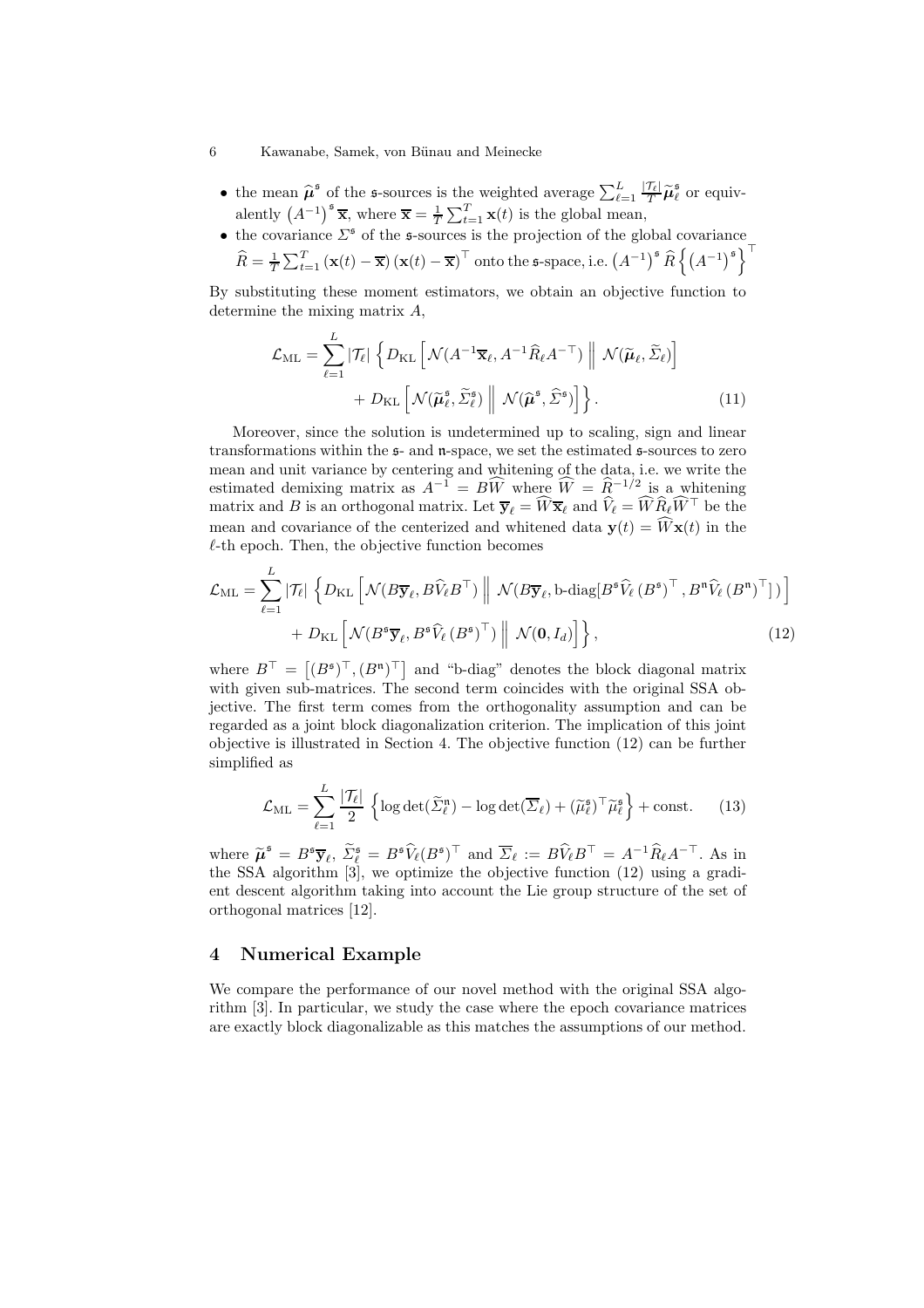- the mean $\widehat{\boldsymbol{\mu}}^{\mathfrak{s}}$ of the $\mathfrak{s}$-sources is the weighted average $\sum_{\ell=1}^{L} \frac{|\mathcal{T}_\ell|}{T} \widetilde{\boldsymbol{\mu}}_\ell^{\mathfrak{s}}$ or equivalently $\left(A^{-1}\right)^{\mathfrak{s}} \overline{\mathbf{x}}$, where $\overline{\mathbf{x}} = \frac{1}{T}\sum_{t=1}^{T} \mathbf{x}(t)$ is the global mean,
- the covariance $\Sigma^{\mathfrak{s}}$ of the $\mathfrak{s}$-sources is the projection of the global covariance $\widehat{R} = \frac{1}{T}\sum_{t=1}^{T} (\mathbf{x}(t) - \overline{\mathbf{x}})(\mathbf{x}(t) - \overline{\mathbf{x}})^\top$ onto the $\mathfrak{s}$-space, i.e. $\left(A^{-1}\right)^{\mathfrak{s}} \widehat{R} \left\{\left(A^{-1}\right)^{\mathfrak{s}}\right\}^\top$

By substituting these moment estimators, we obtain an objective function to determine the mixing matrix $A$,

$$
\begin{aligned}
\mathcal{L}_{\mathrm{ML}} = \sum_{\ell=1}^{L} |\mathcal{T}_\ell| \Big\{ & D_{\mathrm{KL}}\left[\mathcal{N}(A^{-1}\overline{\mathbf{x}}_\ell, A^{-1}\widehat{R}_\ell A^{-\top}) \,\Big\|\, \mathcal{N}(\widetilde{\boldsymbol{\mu}}_\ell, \widetilde{\Sigma}_\ell)\right] \\
& + D_{\mathrm{KL}}\left[\mathcal{N}(\widetilde{\boldsymbol{\mu}}_\ell^{\mathfrak{s}}, \widetilde{\Sigma}_\ell^{\mathfrak{s}}) \,\Big\|\, \mathcal{N}(\widehat{\boldsymbol{\mu}}^{\mathfrak{s}}, \widehat{\Sigma}^{\mathfrak{s}})\right] \Big\}.
\end{aligned} \tag{11}
$$

Moreover, since the solution is undetermined up to scaling, sign and linear transformations within the $\mathfrak{s}$- and $\mathfrak{n}$-space, we set the estimated $\mathfrak{s}$-sources to zero mean and unit variance by centering and whitening of the data, i.e. we write the estimated demixing matrix as $A^{-1} = B\widehat{W}$ where $\widehat{W} = \widehat{R}^{-1/2}$ is a whitening matrix and $B$ is an orthogonal matrix. Let $\overline{\mathbf{y}}_\ell = \widehat{W}\overline{\mathbf{x}}_\ell$ and $\widehat{V}_\ell = \widehat{W}\widehat{R}_\ell\widehat{W}^\top$ be the mean and covariance of the centerized and whitened data $\mathbf{y}(t) = \widehat{W}\mathbf{x}(t)$ in the $\ell$-th epoch. Then, the objective function becomes

$$
\begin{aligned}
\mathcal{L}_{\mathrm{ML}} = \sum_{\ell=1}^{L} |\mathcal{T}_\ell| \Big\{ & D_{\mathrm{KL}}\left[\mathcal{N}(B\overline{\mathbf{y}}_\ell, B\widehat{V}_\ell B^\top) \,\Big\|\, \mathcal{N}(B\overline{\mathbf{y}}_\ell, \text{b-diag}[B^{\mathfrak{s}}\widehat{V}_\ell \left(B^{\mathfrak{s}}\right)^\top, B^{\mathfrak{n}}\widehat{V}_\ell \left(B^{\mathfrak{n}}\right)^\top])\right] \\
& + D_{\mathrm{KL}}\left[\mathcal{N}(B^{\mathfrak{s}}\overline{\mathbf{y}}_\ell, B^{\mathfrak{s}}\widehat{V}_\ell \left(B^{\mathfrak{s}}\right)^\top) \,\Big\|\, \mathcal{N}(\mathbf{0}, I_d)\right] \Big\},
\end{aligned} \tag{12}
$$

where $B^\top = \left[(B^{\mathfrak{s}})^\top, (B^{\mathfrak{n}})^\top\right]$ and "b-diag" denotes the block diagonal matrix with given sub-matrices. The second term coincides with the original SSA objective. The first term comes from the orthogonality assumption and can be regarded as a joint block diagonalization criterion. The implication of this joint objective is illustrated in Section 4. The objective function (12) can be further simplified as

$$
\mathcal{L}_{\mathrm{ML}} = \sum_{\ell=1}^{L} \frac{|\mathcal{T}_\ell|}{2} \left\{ \log\det(\widetilde{\Sigma}_\ell^{\mathfrak{n}}) - \log\det(\overline{\Sigma}_\ell) + (\widetilde{\mu}_\ell^{\mathfrak{s}})^\top \widetilde{\mu}_\ell^{\mathfrak{s}} \right\} + \text{const.} \tag{13}
$$

where $\widetilde{\boldsymbol{\mu}}^{\mathfrak{s}} = B^{\mathfrak{s}}\overline{\mathbf{y}}_\ell$, $\widetilde{\Sigma}_\ell^{\mathfrak{s}} = B^{\mathfrak{s}}\widehat{V}_\ell (B^{\mathfrak{s}})^\top$ and $\overline{\Sigma}_\ell := B\widehat{V}_\ell B^\top = A^{-1}\widehat{R}_\ell A^{-\top}$. As in the SSA algorithm [3], we optimize the objective function (12) using a gradient descent algorithm taking into account the Lie group structure of the set of orthogonal matrices [12].

## 4 Numerical Example

We compare the performance of our novel method with the original SSA algorithm [3]. In particular, we study the case where the epoch covariance matrices are exactly block diagonalizable as this matches the assumptions of our method.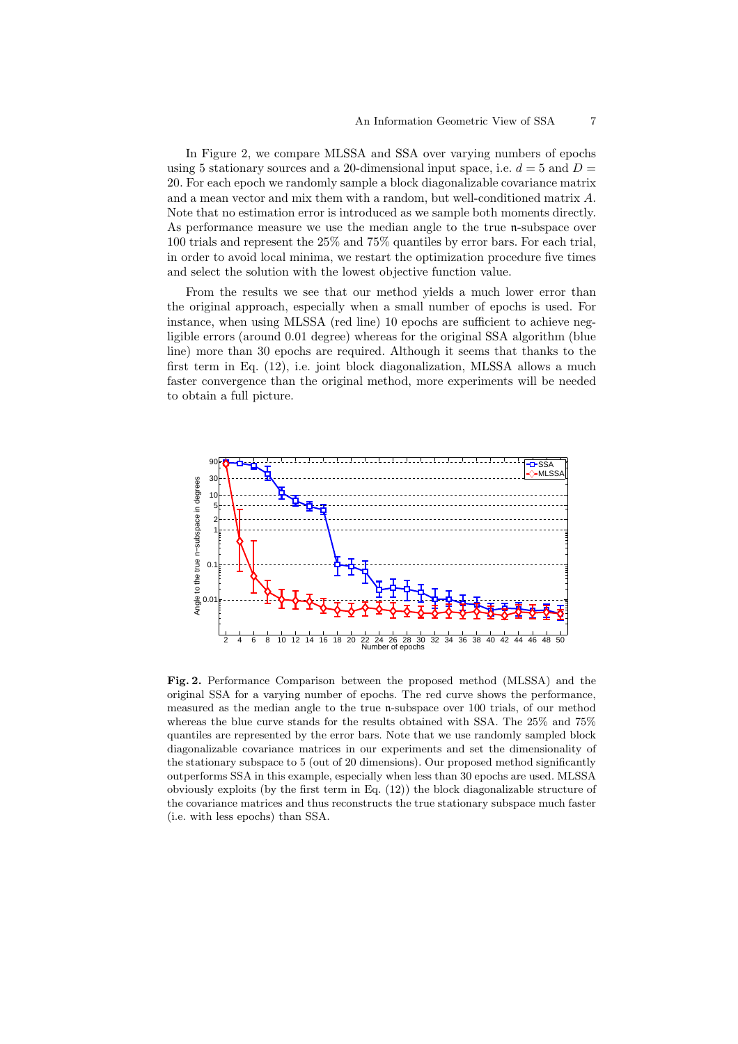In Figure 2, we compare MLSSA and SSA over varying numbers of epochs using 5 stationary sources and a 20-dimensional input space, i.e. $d = 5$ and $D = 20$. For each epoch we randomly sample a block diagonalizable covariance matrix and a mean vector and mix them with a random, but well-conditioned matrix $A$. Note that no estimation error is introduced as we sample both moments directly. As performance measure we use the median angle to the true $\mathfrak{n}$-subspace over 100 trials and represent the 25% and 75% quantiles by error bars. For each trial, in order to avoid local minima, we restart the optimization procedure five times and select the solution with the lowest objective function value.

From the results we see that our method yields a much lower error than the original approach, especially when a small number of epochs is used. For instance, when using MLSSA (red line) 10 epochs are sufficient to achieve negligible errors (around 0.01 degree) whereas for the original SSA algorithm (blue line) more than 30 epochs are required. Although it seems that thanks to the first term in Eq. (12), i.e. joint block diagonalization, MLSSA allows a much faster convergence than the original method, more experiments will be needed to obtain a full picture.

**Fig. 2.** Performance Comparison between the proposed method (MLSSA) and the original SSA for a varying number of epochs. The red curve shows the performance, measured as the median angle to the $\mathfrak{n}$-subspace over 100 trials, of our method whereas the blue curve stands for the results obtained with SSA. The 25% and 75% quantiles are represented by the error bars. Note that we use randomly sampled block diagonalizable covariance matrices in our experiments and set the dimensionality of the stationary subspace to 5 (out of 20 dimensions). Our proposed method significantly outperforms SSA in this example, especially when less than 30 epochs are used. MLSSA obviously exploits (by the first term in Eq. (12)) the block diagonalizable structure of the covariance matrices and thus reconstructs the true stationary subspace much faster (i.e. with less epochs) than SSA.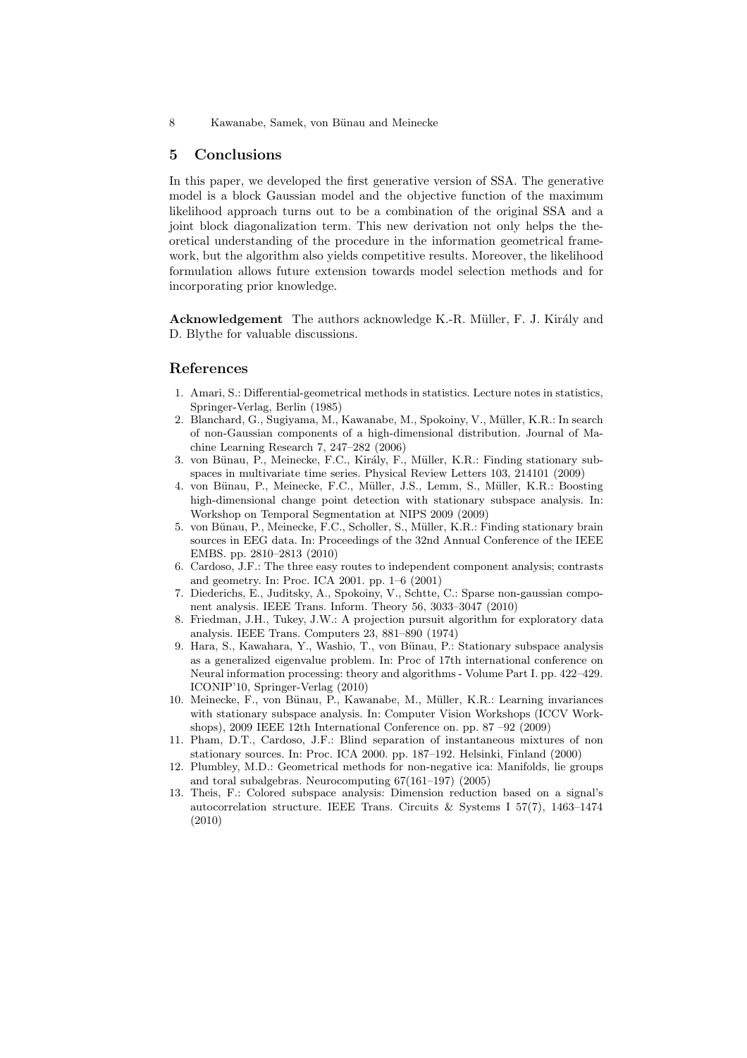## 5 Conclusions

In this paper, we developed the first generative version of SSA. The generative model is a block Gaussian model and the objective function of the maximum likelihood approach turns out to be a combination of the original SSA and a joint block diagonalization term. This new derivation not only helps the theoretical understanding of the procedure in the information geometrical framework, but the algorithm also yields competitive results. Moreover, the likelihood formulation allows future extension towards model selection methods and for incorporating prior knowledge.

**Acknowledgement** The authors acknowledge K.-R. Müller, F. J. Király and D. Blythe for valuable discussions.

## References

1. Amari, S.: Differential-geometrical methods in statistics. Lecture notes in statistics, Springer-Verlag, Berlin (1985)
2. Blanchard, G., Sugiyama, M., Kawanabe, M., Spokoiny, V., Müller, K.R.: In search of non-Gaussian components of a high-dimensional distribution. Journal of Machine Learning Research 7, 247–282 (2006)
3. von Bünau, P., Meinecke, F.C., Király, F., Müller, K.R.: Finding stationary subspaces in multivariate time series. Physical Review Letters 103, 214101 (2009)
4. von Bünau, P., Meinecke, F.C., Müller, J.S., Lemm, S., Müller, K.R.: Boosting high-dimensional change point detection with stationary subspace analysis. In: Workshop on Temporal Segmentation at NIPS 2009 (2009)
5. von Bünau, P., Meinecke, F.C., Scholler, S., Müller, K.R.: Finding stationary brain sources in EEG data. In: Proceedings of the 32nd Annual Conference of the IEEE EMBS. pp. 2810–2813 (2010)
6. Cardoso, J.F.: The three easy routes to independent component analysis; contrasts and geometry. In: Proc. ICA 2001. pp. 1–6 (2001)
7. Diederichs, E., Juditsky, A., Spokoiny, V., Schtte, C.: Sparse non-gaussian component analysis. IEEE Trans. Inform. Theory 56, 3033–3047 (2010)
8. Friedman, J.H., Tukey, J.W.: A projection pursuit algorithm for exploratory data analysis. IEEE Trans. Computers 23, 881–890 (1974)
9. Hara, S., Kawahara, Y., Washio, T., von Bünau, P.: Stationary subspace analysis as a generalized eigenvalue problem. In: Proc of 17th international conference on Neural information processing: theory and algorithms - Volume Part I. pp. 422–429. ICONIP'10, Springer-Verlag (2010)
10. Meinecke, F., von Bünau, P., Kawanabe, M., Müller, K.R.: Learning invariances with stationary subspace analysis. In: Computer Vision Workshops (ICCV Workshops), 2009 IEEE 12th International Conference on. pp. 87 –92 (2009)
11. Pham, D.T., Cardoso, J.F.: Blind separation of instantaneous mixtures of non stationary sources. In: Proc. ICA 2000. pp. 187–192. Helsinki, Finland (2000)
12. Plumbley, M.D.: Geometrical methods for non-negative ica: Manifolds, lie groups and toral subalgebras. Neurocomputing 67(161–197) (2005)
13. Theis, F.: Colored subspace analysis: Dimension reduction based on a signal's autocorrelation structure. IEEE Trans. Circuits & Systems I 57(7), 1463–1474 (2010)